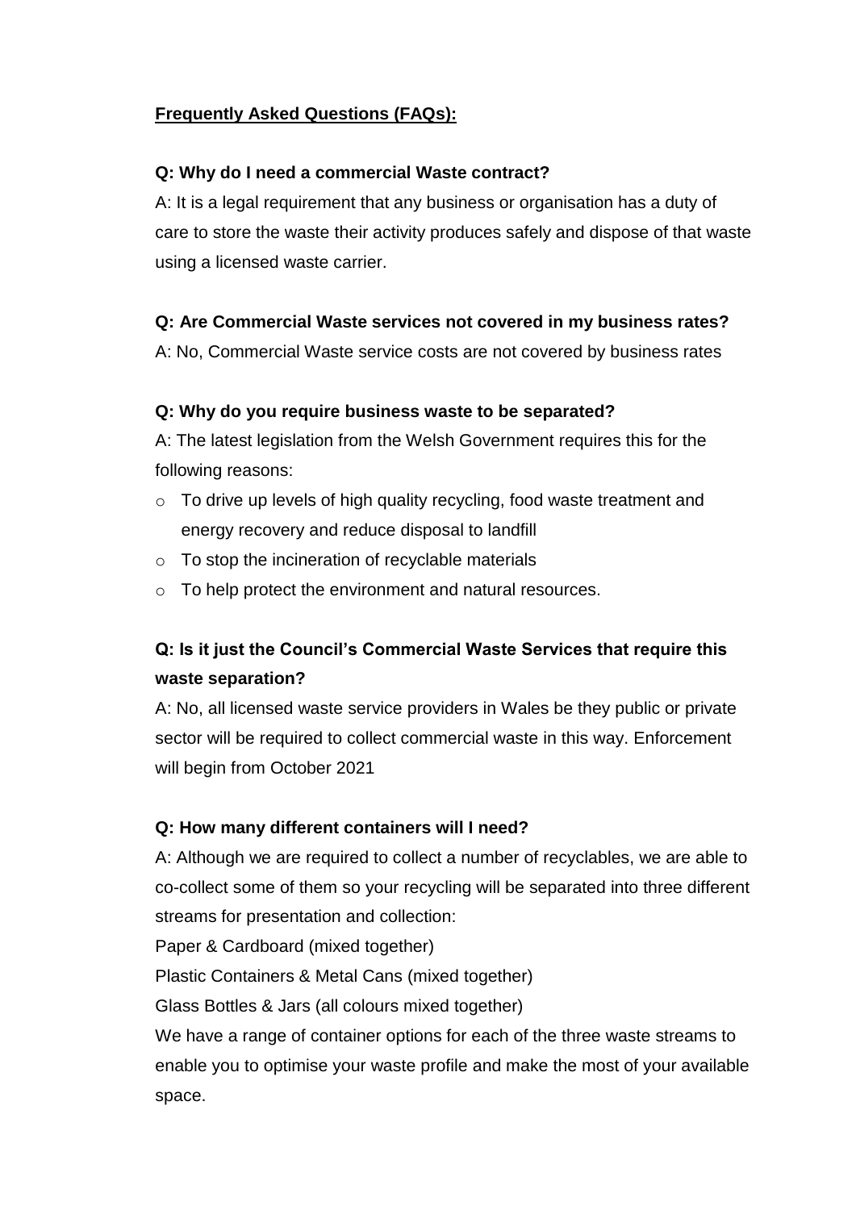**Frequently Asked Questions (FAQs):**

**Q: Why do I need a commercial Waste contract?**

A: It is a legal requirement that any business or organisation has a duty of care to store the waste their activity produces safely and dispose of that waste using a licensed waste carrier.

**Q: Are Commercial Waste services not covered in my business rates?**

A: No, Commercial Waste service costs are not covered by business rates

**Q: Why do you require business waste to be separated?**

A: The latest legislation from the Welsh Government requires this for the following reasons:

- To drive up levels of high quality recycling, food waste treatment and energy recovery and reduce disposal to landfill
- To stop the incineration of recyclable materials
- To help protect the environment and natural resources.

**Q: Is it just the Council's Commercial Waste Services that require this waste separation?**

A: No, all licensed waste service providers in Wales be they public or private sector will be required to collect commercial waste in this way. Enforcement will begin from October 2021

**Q: How many different containers will I need?**

A: Although we are required to collect a number of recyclables, we are able to co-collect some of them so your recycling will be separated into three different streams for presentation and collection:

Paper & Cardboard (mixed together)

Plastic Containers & Metal Cans (mixed together)

Glass Bottles & Jars (all colours mixed together)

We have a range of container options for each of the three waste streams to enable you to optimise your waste profile and make the most of your available space.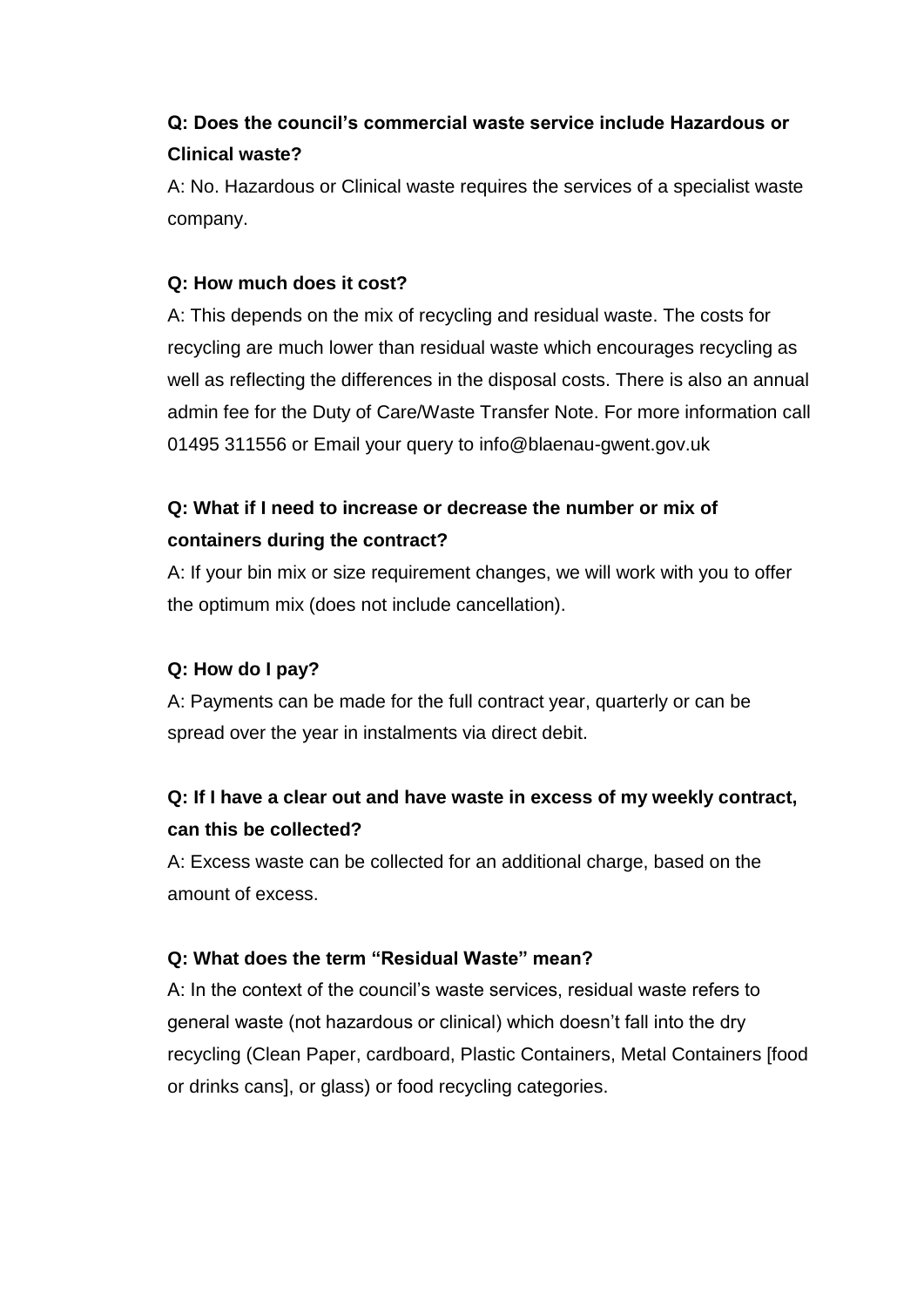**Q: Does the council's commercial waste service include Hazardous or Clinical waste?**

A: No. Hazardous or Clinical waste requires the services of a specialist waste company.

**Q: How much does it cost?**

A: This depends on the mix of recycling and residual waste. The costs for recycling are much lower than residual waste which encourages recycling as well as reflecting the differences in the disposal costs. There is also an annual admin fee for the Duty of Care/Waste Transfer Note. For more information call 01495 311556 or Email your query to info@blaenau-gwent.gov.uk

**Q: What if I need to increase or decrease the number or mix of containers during the contract?**

A: If your bin mix or size requirement changes, we will work with you to offer the optimum mix (does not include cancellation).

**Q: How do I pay?**

A: Payments can be made for the full contract year, quarterly or can be spread over the year in instalments via direct debit.

**Q: If I have a clear out and have waste in excess of my weekly contract, can this be collected?**

A: Excess waste can be collected for an additional charge, based on the amount of excess.

**Q: What does the term "Residual Waste" mean?**

A: In the context of the council's waste services, residual waste refers to general waste (not hazardous or clinical) which doesn't fall into the dry recycling (Clean Paper, cardboard, Plastic Containers, Metal Containers [food or drinks cans], or glass) or food recycling categories.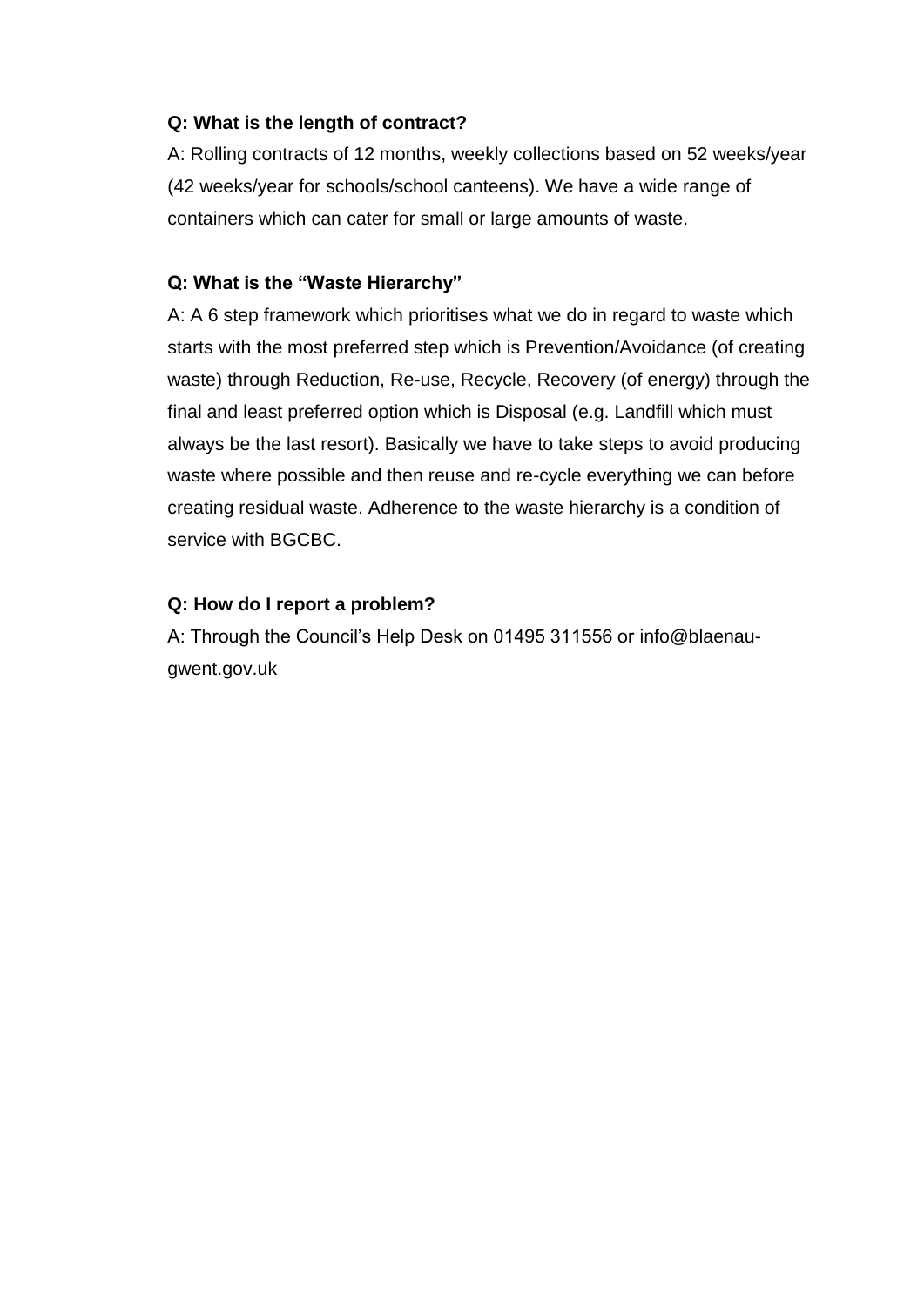**Q: What is the length of contract?**

A: Rolling contracts of 12 months, weekly collections based on 52 weeks/year (42 weeks/year for schools/school canteens). We have a wide range of containers which can cater for small or large amounts of waste.

**Q: What is the "Waste Hierarchy"**

A: A 6 step framework which prioritises what we do in regard to waste which starts with the most preferred step which is Prevention/Avoidance (of creating waste) through Reduction, Re-use, Recycle, Recovery (of energy) through the final and least preferred option which is Disposal (e.g. Landfill which must always be the last resort). Basically we have to take steps to avoid producing waste where possible and then reuse and re-cycle everything we can before creating residual waste. Adherence to the waste hierarchy is a condition of service with BGCBC.

**Q: How do I report a problem?**

A: Through the Council's Help Desk on 01495 311556 or info@blaenau-gwent.gov.uk